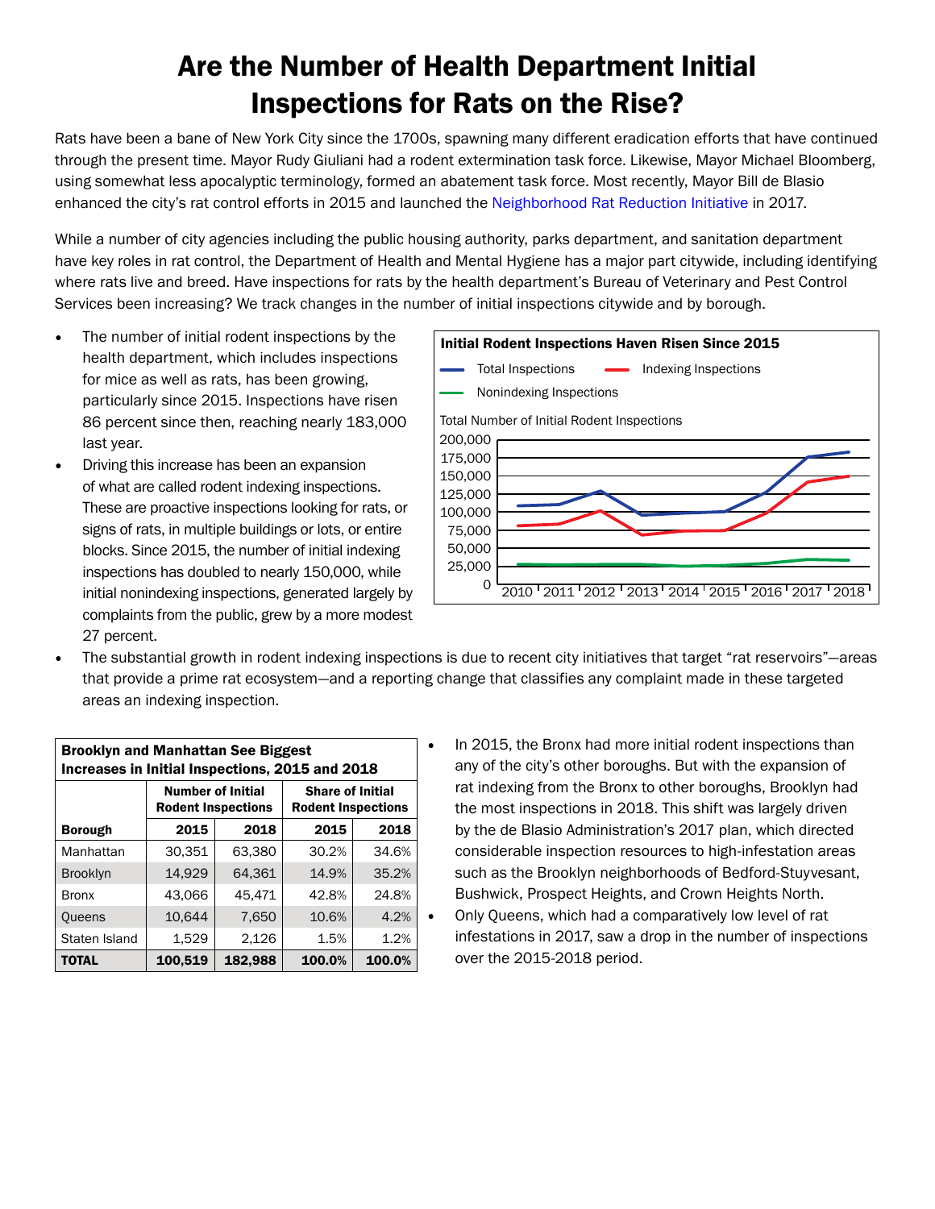# Are the Number of Health Department Initial Inspections for Rats on the Rise?

Rats have been a bane of New York City since the 1700s, spawning many different eradication efforts that have continued through the present time. Mayor Rudy Giuliani had a rodent extermination task force. Likewise, Mayor Michael Bloomberg, using somewhat less apocalyptic terminology, formed an abatement task force. Most recently, Mayor Bill de Blasio enhanced the city's rat control efforts in 2015 and launched the Neighborhood Rat Reduction Initiative in 2017.

While a number of city agencies including the public housing authority, parks department, and sanitation department have key roles in rat control, the Department of Health and Mental Hygiene has a major part citywide, including identifying where rats live and breed. Have inspections for rats by the health department's Bureau of Veterinary and Pest Control Services been increasing? We track changes in the number of initial inspections citywide and by borough.

- The number of initial rodent inspections by the health department, which includes inspections for mice as well as rats, has been growing, particularly since 2015. Inspections have risen 86 percent since then, reaching nearly 183,000 last year.
- Driving this increase has been an expansion of what are called rodent indexing inspections. These are proactive inspections looking for rats, or signs of rats, in multiple buildings or lots, or entire blocks. Since 2015, the number of initial indexing inspections has doubled to nearly 150,000, while initial nonindexing inspections, generated largely by complaints from the public, grew by a more modest 27 percent.
- The substantial growth in rodent indexing inspections is due to recent city initiatives that target "rat reservoirs"—areas that provide a prime rat ecosystem—and a reporting change that classifies any complaint made in these targeted areas an indexing inspection.

**Initial Rodent Inspections Haven Risen Since 2015**

Total Inspections — Indexing Inspections — Nonindexing Inspections

Total Number of Initial Rodent Inspections

(Chart: y-axis 0 to 200,000; x-axis 2010–2018)

| Brooklyn and Manhattan See Biggest Increases in Initial Inspections, 2015 and 2018 | | | | |
|---|---|---|---|---|
| | Number of Initial Rodent Inspections | | Share of Initial Rodent Inspections | |
| **Borough** | **2015** | **2018** | **2015** | **2018** |
| Manhattan | 30,351 | 63,380 | 30.2% | 34.6% |
| Brooklyn | 14,929 | 64,361 | 14.9% | 35.2% |
| Bronx | 43,066 | 45,471 | 42.8% | 24.8% |
| Queens | 10,644 | 7,650 | 10.6% | 4.2% |
| Staten Island | 1,529 | 2,126 | 1.5% | 1.2% |
| **TOTAL** | **100,519** | **182,988** | **100.0%** | **100.0%** |

- In 2015, the Bronx had more initial rodent inspections than any of the city's other boroughs. But with the expansion of rat indexing from the Bronx to other boroughs, Brooklyn had the most inspections in 2018. This shift was largely driven by the de Blasio Administration's 2017 plan, which directed considerable inspection resources to high-infestation areas such as the Brooklyn neighborhoods of Bedford-Stuyvesant, Bushwick, Prospect Heights, and Crown Heights North.
- Only Queens, which had a comparatively low level of rat infestations in 2017, saw a drop in the number of inspections over the 2015-2018 period.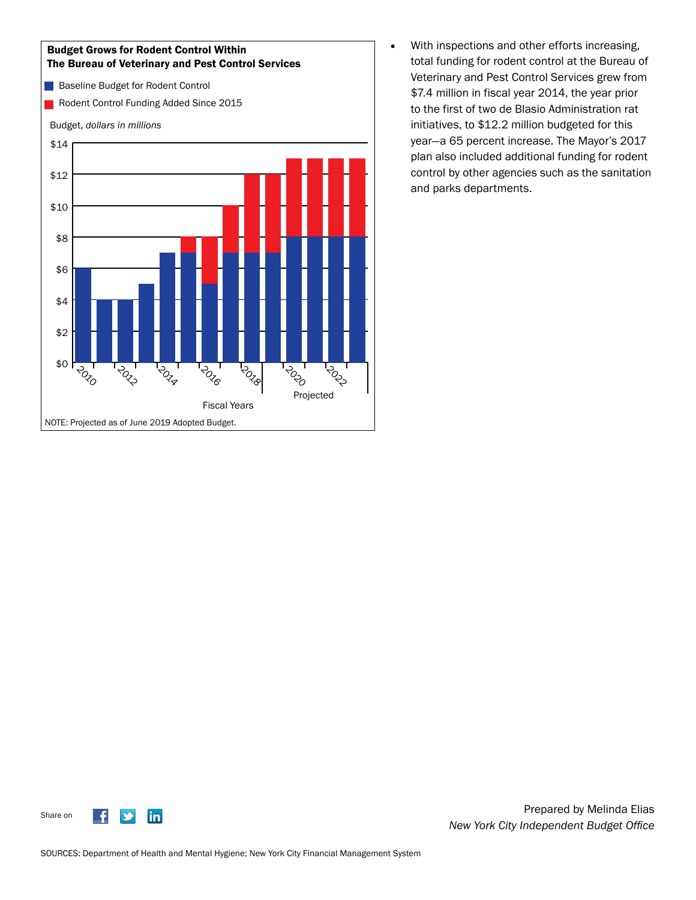**Budget Grows for Rodent Control Within The Bureau of Veterinary and Pest Control Services**

Baseline Budget for Rodent Control

Rodent Control Funding Added Since 2015

Budget, *dollars in millions*

$14
$12
$10
$8
$6
$4
$2
$0

2010
2012
2014
2016
2018
2020
2022

Projected

Fiscal Years

NOTE: Projected as of June 2019 Adopted Budget.

- With inspections and other efforts increasing, total funding for rodent control at the Bureau of Veterinary and Pest Control Services grew from $7.4 million in fiscal year 2014, the year prior to the first of two de Blasio Administration rat initiatives, to $12.2 million budgeted for this year—a 65 percent increase. The Mayor's 2017 plan also included additional funding for rodent control by other agencies such as the sanitation and parks departments.

Share on

Prepared by Melinda Elias
*New York City Independent Budget Office*

SOURCES: Department of Health and Mental Hygiene; New York City Financial Management System